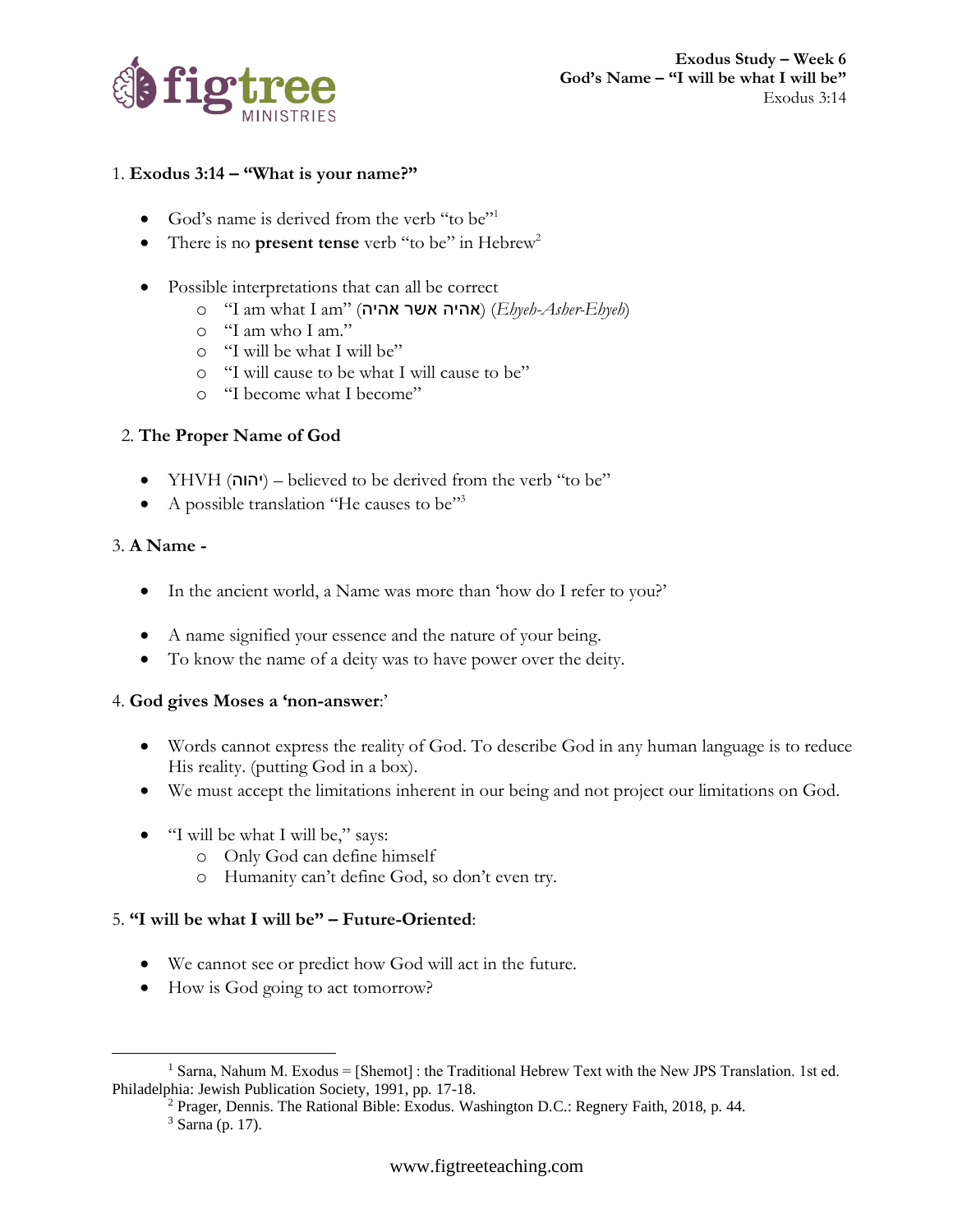**Exodus Study – Week 6**
**God's Name – "I will be what I will be"**
Exodus 3:14

1. **Exodus 3:14 – "What is your name?"**

- God's name is derived from the verb "to be"[1]
- There is no **present tense** verb "to be" in Hebrew[2]

- Possible interpretations that can all be correct
  - "I am what I am" (אהיה אשר אהיה) (*Ehyeh-Asher-Ehyeh*)
  - "I am who I am."
  - "I will be what I will be"
  - "I will cause to be what I will cause to be"
  - "I become what I become"

2. **The Proper Name of God**

- YHVH (יהוה) – believed to be derived from the verb "to be"
- A possible translation "He causes to be"[3]

3. **A Name -**

- In the ancient world, a Name was more than 'how do I refer to you?'

- A name signified your essence and the nature of your being.
- To know the name of a deity was to have power over the deity.

4. **God gives Moses a 'non-answer**:'

- Words cannot express the reality of God. To describe God in any human language is to reduce His reality. (putting God in a box).
- We must accept the limitations inherent in our being and not project our limitations on God.

- "I will be what I will be," says:
  - Only God can define himself
  - Humanity can't define God, so don't even try.

5. **"I will be what I will be" – Future-Oriented**:

- We cannot see or predict how God will act in the future.
- How is God going to act tomorrow?

---

[1] Sarna, Nahum M. Exodus = [Shemot] : the Traditional Hebrew Text with the New JPS Translation. 1st ed. Philadelphia: Jewish Publication Society, 1991, pp. 17-18.

[2] Prager, Dennis. The Rational Bible: Exodus. Washington D.C.: Regnery Faith, 2018, p. 44.

[3] Sarna (p. 17).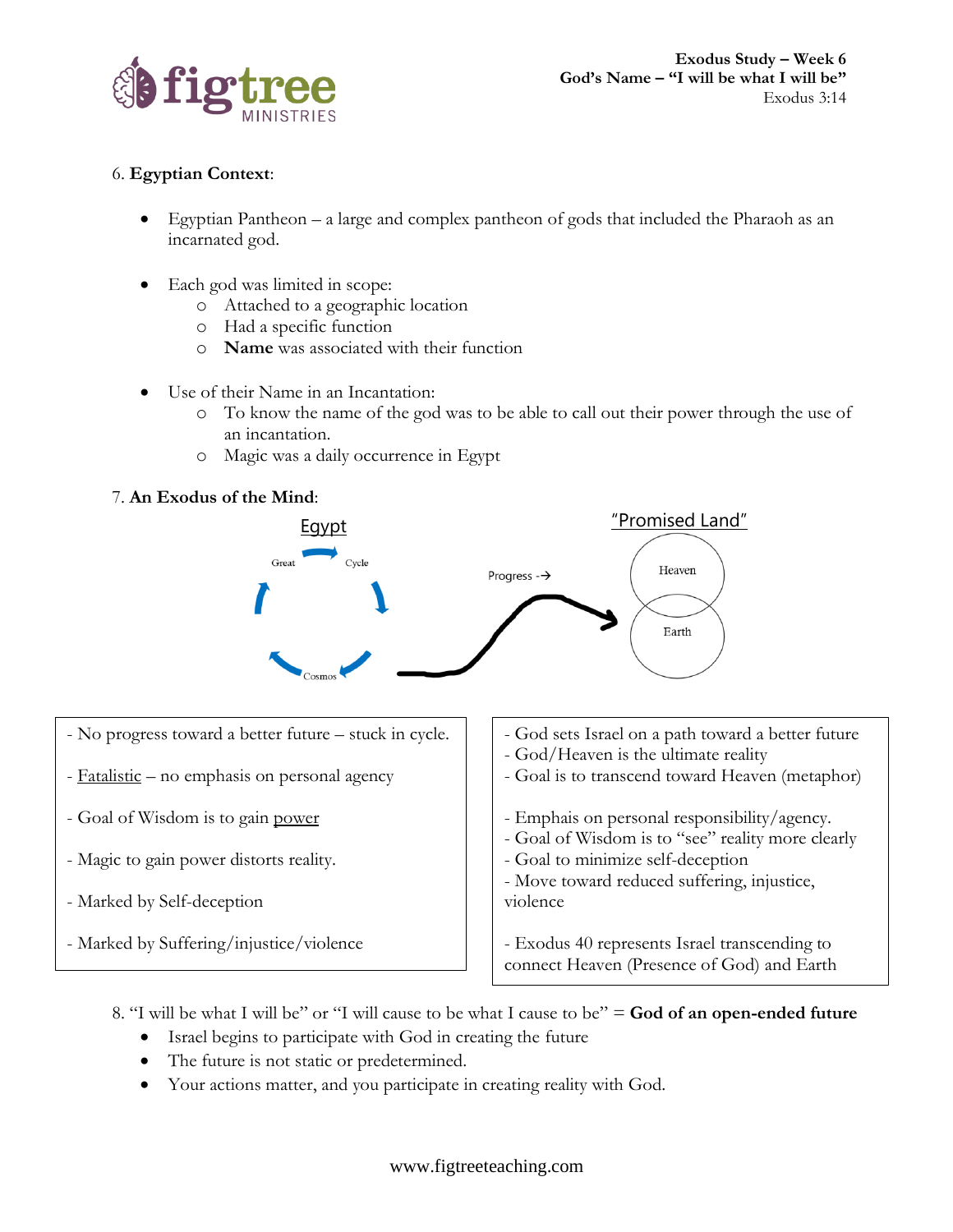6. **Egyptian Context**:

- Egyptian Pantheon – a large and complex pantheon of gods that included the Pharaoh as an incarnated god.

- Each god was limited in scope:
  - Attached to a geographic location
  - Had a specific function
  - **Name** was associated with their function

- Use of their Name in an Incantation:
  - To know the name of the god was to be able to call out their power through the use of an incantation.
  - Magic was a daily occurrence in Egypt

7. **An Exodus of the Mind**:

Egypt

Great Cycle Cosmos

Progress -→

"Promised Land"

Heaven

Earth

| | |
|---|---|
| - No progress toward a better future – stuck in cycle.<br><br>- Fatalistic – no emphasis on personal agency<br><br>- Goal of Wisdom is to gain power<br><br>- Magic to gain power distorts reality.<br><br>- Marked by Self-deception<br><br>- Marked by Suffering/injustice/violence | - God sets Israel on a path toward a better future<br>- God/Heaven is the ultimate reality<br>- Goal is to transcend toward Heaven (metaphor)<br><br>- Emphais on personal responsibility/agency.<br>- Goal of Wisdom is to "see" reality more clearly<br>- Goal to minimize self-deception<br>- Move toward reduced suffering, injustice, violence<br><br>- Exodus 40 represents Israel transcending to connect Heaven (Presence of God) and Earth |

8. "I will be what I will be" or "I will cause to be what I cause to be" = **God of an open-ended future**

- Israel begins to participate with God in creating the future
- The future is not static or predetermined.
- Your actions matter, and you participate in creating reality with God.